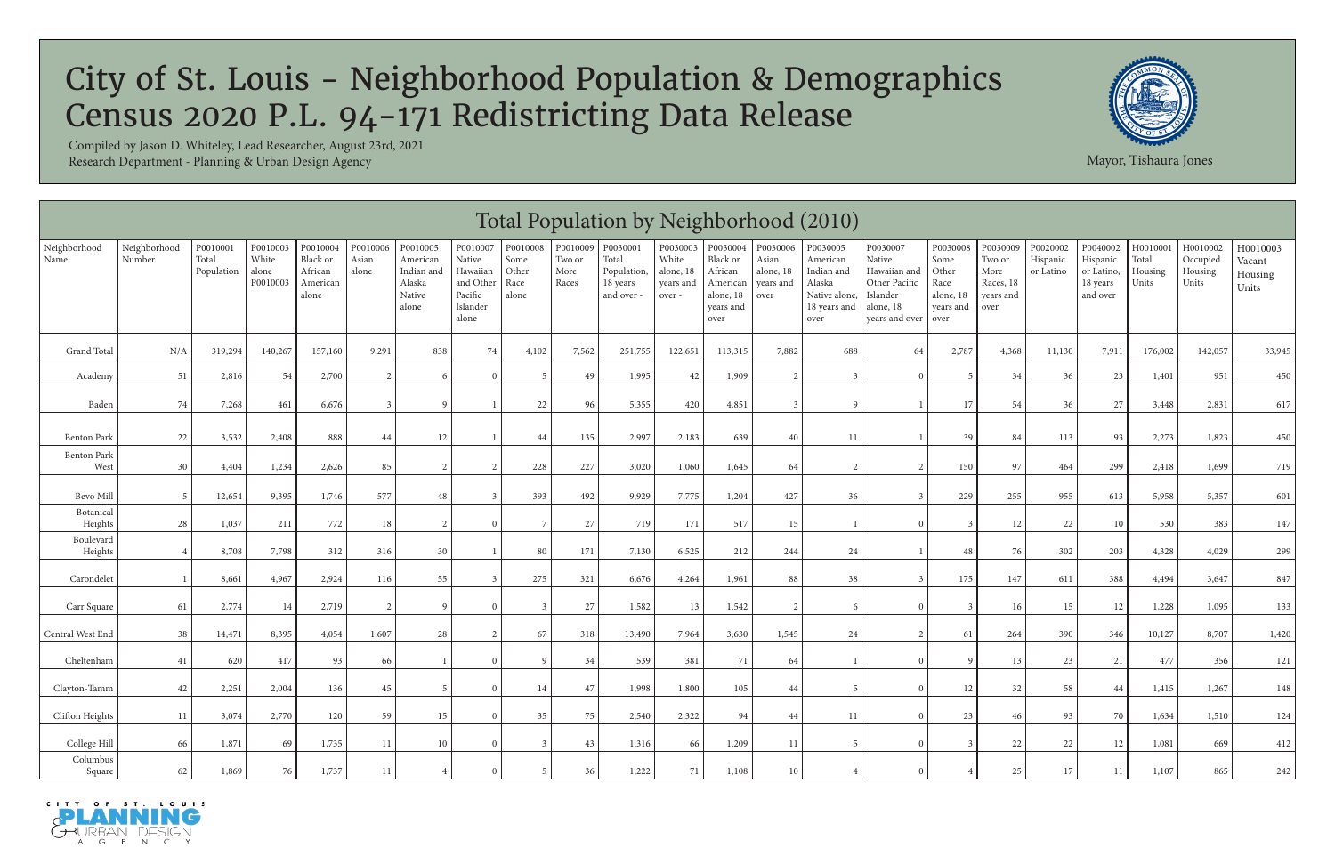# City of St. Louis - Neighborhood Population & Demographics
# Census 2020 P.L. 94-171 Redistricting Data Release

Compiled by Jason D. Whiteley, Lead Researcher, August 23rd, 2021
Research Department - Planning & Urban Design Agency

Mayor, Tishaura Jones

## Total Population by Neighborhood (2010)

| Neighborhood Name | Neighborhood Number | P0010001 Total Population | P0010003 White alone P0010003 | P0010004 Black or African American alone | P0010006 Asian alone | P0010005 American Indian and Alaska Native alone | P0010007 Native Hawaiian and Other Pacific Islander alone | P0010008 Some Other Race alone | P0010009 Two or More Races | P0030001 Total Population, 18 years and over - | P0030003 White alone, 18 years and over - | P0030004 Black or African American alone, 18 years and over | P0030006 Asian alone, 18 years and over | P0030005 American Indian and Alaska Native alone, 18 years and over | P0030007 Native Hawaiian and Other Pacific Islander alone, 18 years and over | P0030008 Some Other Race alone, 18 years and over | P0030009 Two or More Races, 18 years and over | P0020002 Hispanic or Latino | P0040002 Hispanic or Latino, 18 years and over | H0010001 Total Housing Units | H0010002 Occupied Housing Units | H0010003 Vacant Housing Units |
|---|---|---|---|---|---|---|---|---|---|---|---|---|---|---|---|---|---|---|---|---|---|---|
| Grand Total | N/A | 319,294 | 140,267 | 157,160 | 9,291 | 838 | 74 | 4,102 | 7,562 | 251,755 | 122,651 | 113,315 | 7,882 | 688 | 64 | 2,787 | 4,368 | 11,130 | 7,911 | 176,002 | 142,057 | 33,945 |
| Academy | 51 | 2,816 | 54 | 2,700 | 2 | 6 | 0 | 5 | 49 | 1,995 | 42 | 1,909 | 2 | 3 | 0 | 5 | 34 | 36 | 23 | 1,401 | 951 | 450 |
| Baden | 74 | 7,268 | 461 | 6,676 | 3 | 9 | 1 | 22 | 96 | 5,355 | 420 | 4,851 | 3 | 9 | 1 | 17 | 54 | 36 | 27 | 3,448 | 2,831 | 617 |
| Benton Park | 22 | 3,532 | 2,408 | 888 | 44 | 12 | 1 | 44 | 135 | 2,997 | 2,183 | 639 | 40 | 11 | 1 | 39 | 84 | 113 | 93 | 2,273 | 1,823 | 450 |
| Benton Park West | 30 | 4,404 | 1,234 | 2,626 | 85 | 2 | 2 | 228 | 227 | 3,020 | 1,060 | 1,645 | 64 | 2 | 2 | 150 | 97 | 464 | 299 | 2,418 | 1,699 | 719 |
| Bevo Mill | 5 | 12,654 | 9,395 | 1,746 | 577 | 48 | 3 | 393 | 492 | 9,929 | 7,775 | 1,204 | 427 | 36 | 3 | 229 | 255 | 955 | 613 | 5,958 | 5,357 | 601 |
| Botanical Heights | 28 | 1,037 | 211 | 772 | 18 | 2 | 0 | 7 | 27 | 719 | 171 | 517 | 15 | 1 | 0 | 3 | 12 | 22 | 10 | 530 | 383 | 147 |
| Boulevard Heights | 4 | 8,708 | 7,798 | 312 | 316 | 30 | 1 | 80 | 171 | 7,130 | 6,525 | 212 | 244 | 24 | 1 | 48 | 76 | 302 | 203 | 4,328 | 4,029 | 299 |
| Carondelet | 1 | 8,661 | 4,967 | 2,924 | 116 | 55 | 3 | 275 | 321 | 6,676 | 4,264 | 1,961 | 88 | 38 | 3 | 175 | 147 | 611 | 388 | 4,494 | 3,647 | 847 |
| Carr Square | 61 | 2,774 | 14 | 2,719 | 2 | 9 | 0 | 3 | 27 | 1,582 | 13 | 1,542 | 2 | 6 | 0 | 3 | 16 | 15 | 12 | 1,228 | 1,095 | 133 |
| Central West End | 38 | 14,471 | 8,395 | 4,054 | 1,607 | 28 | 2 | 67 | 318 | 13,490 | 7,964 | 3,630 | 1,545 | 24 | 2 | 61 | 264 | 390 | 346 | 10,127 | 8,707 | 1,420 |
| Cheltenham | 41 | 620 | 417 | 93 | 66 | 1 | 0 | 9 | 34 | 539 | 381 | 71 | 64 | 1 | 0 | 9 | 13 | 23 | 21 | 477 | 356 | 121 |
| Clayton-Tamm | 42 | 2,251 | 2,004 | 136 | 45 | 5 | 0 | 14 | 47 | 1,998 | 1,800 | 105 | 44 | 5 | 0 | 12 | 32 | 58 | 44 | 1,415 | 1,267 | 148 |
| Clifton Heights | 11 | 3,074 | 2,770 | 120 | 59 | 15 | 0 | 35 | 75 | 2,540 | 2,322 | 94 | 44 | 11 | 0 | 23 | 46 | 93 | 70 | 1,634 | 1,510 | 124 |
| College Hill | 66 | 1,871 | 69 | 1,735 | 11 | 10 | 0 | 3 | 43 | 1,316 | 66 | 1,209 | 11 | 5 | 0 | 3 | 22 | 22 | 12 | 1,081 | 669 | 412 |
| Columbus Square | 62 | 1,869 | 76 | 1,737 | 11 | 4 | 0 | 5 | 36 | 1,222 | 71 | 1,108 | 10 | 4 | 0 | 4 | 25 | 17 | 11 | 1,107 | 865 | 242 |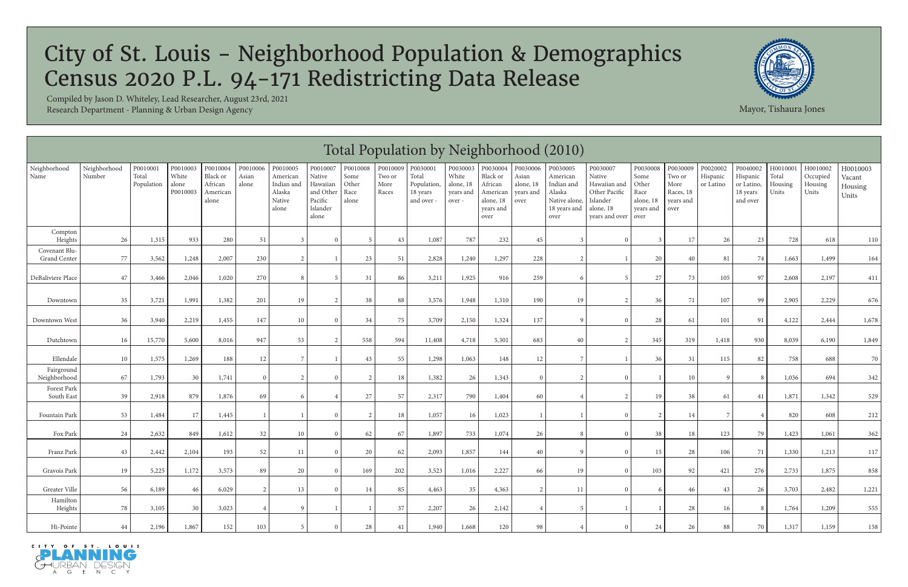# City of St. Louis - Neighborhood Population & Demographics Census 2020 P.L. 94-171 Redistricting Data Release

Compiled by Jason D. Whiteley, Lead Researcher, August 23rd, 2021
Research Department - Planning & Urban Design Agency

Mayor, Tishaura Jones

## Total Population by Neighborhood (2010)

| Neighborhood Name | Neighborhood Number | P0010001 Total Population | P0010003 White alone P0010003 | P0010004 Black or African American alone | P0010006 Asian alone | P0010005 American Indian and Alaska Native alone | P0010007 Native Hawaiian and Other Pacific Islander alone | P0010008 Some Other Race alone | P0010009 Two or More Races | P0030001 Total Population, 18 years and over - | P0030003 White alone, 18 years and over - | P0030004 Black or African American alone, 18 years and over | P0030006 Asian alone, 18 years and over | P0030005 American Indian and Alaska Native alone, 18 years and over | P0030007 Native Hawaiian and Other Pacific Islander alone, 18 years and over | P0030008 Some Other Race alone, 18 years and over | P0030009 Two or More Races, 18 years and over | P0020002 Hispanic or Latino | P0040002 Hispanic or Latino, 18 years and over | H0010001 Total Housing Units | H0010002 Occupied Housing Units | H0010003 Vacant Housing Units |
|---|---|---|---|---|---|---|---|---|---|---|---|---|---|---|---|---|---|---|---|---|---|---|
| Compton Heights | 26 | 1,315 | 933 | 280 | 51 | 3 | 0 | 5 | 43 | 1,087 | 787 | 232 | 45 | 3 | 0 | 3 | 17 | 26 | 23 | 728 | 618 | 110 |
| Covenant Blu-Grand Center | 77 | 3,562 | 1,248 | 2,007 | 230 | 2 | 1 | 23 | 51 | 2,828 | 1,240 | 1,297 | 228 | 2 | 1 | 20 | 40 | 81 | 74 | 1,663 | 1,499 | 164 |
| DeBaliviere Place | 47 | 3,466 | 2,046 | 1,020 | 270 | 8 | 5 | 31 | 86 | 3,211 | 1,925 | 916 | 259 | 6 | 5 | 27 | 73 | 105 | 97 | 2,608 | 2,197 | 411 |
| Downtown | 35 | 3,721 | 1,991 | 1,382 | 201 | 19 | 2 | 38 | 88 | 3,576 | 1,948 | 1,310 | 190 | 19 | 2 | 36 | 71 | 107 | 99 | 2,905 | 2,229 | 676 |
| Downtown West | 36 | 3,940 | 2,219 | 1,455 | 147 | 10 | 0 | 34 | 75 | 3,709 | 2,150 | 1,324 | 137 | 9 | 0 | 28 | 61 | 101 | 91 | 4,122 | 2,444 | 1,678 |
| Dutchtown | 16 | 15,770 | 5,600 | 8,016 | 947 | 53 | 2 | 558 | 594 | 11,408 | 4,718 | 5,301 | 683 | 40 | 2 | 345 | 319 | 1,418 | 930 | 8,039 | 6,190 | 1,849 |
| Ellendale | 10 | 1,575 | 1,269 | 188 | 12 | 7 | 1 | 43 | 55 | 1,298 | 1,063 | 148 | 12 | 7 | 1 | 36 | 31 | 115 | 82 | 758 | 688 | 70 |
| Fairground Neighborhood | 67 | 1,793 | 30 | 1,741 | 0 | 2 | 0 | 2 | 18 | 1,382 | 26 | 1,343 | 0 | 2 | 0 | 1 | 10 | 9 | 8 | 1,036 | 694 | 342 |
| Forest Park South East | 39 | 2,918 | 879 | 1,876 | 69 | 6 | 4 | 27 | 57 | 2,317 | 790 | 1,404 | 60 | 4 | 2 | 19 | 38 | 61 | 41 | 1,871 | 1,342 | 529 |
| Fountain Park | 53 | 1,484 | 17 | 1,445 | 1 | 1 | 0 | 2 | 18 | 1,057 | 16 | 1,023 | 1 | 1 | 0 | 2 | 14 | 7 | 4 | 820 | 608 | 212 |
| Fox Park | 24 | 2,632 | 849 | 1,612 | 32 | 10 | 0 | 62 | 67 | 1,897 | 733 | 1,074 | 26 | 8 | 0 | 38 | 18 | 123 | 79 | 1,423 | 1,061 | 362 |
| Franz Park | 43 | 2,442 | 2,104 | 193 | 52 | 11 | 0 | 20 | 62 | 2,093 | 1,857 | 144 | 40 | 9 | 0 | 15 | 28 | 106 | 71 | 1,330 | 1,213 | 117 |
| Gravois Park | 19 | 5,225 | 1,172 | 3,573 | 89 | 20 | 0 | 169 | 202 | 3,523 | 1,016 | 2,227 | 66 | 19 | 0 | 103 | 92 | 421 | 276 | 2,733 | 1,875 | 858 |
| Greater Ville | 56 | 6,189 | 46 | 6,029 | 2 | 13 | 0 | 14 | 85 | 4,463 | 35 | 4,363 | 2 | 11 | 0 | 6 | 46 | 43 | 26 | 3,703 | 2,482 | 1,221 |
| Hamilton Heights | 78 | 3,105 | 30 | 3,023 | 4 | 9 | 1 | 1 | 37 | 2,207 | 26 | 2,142 | 4 | 5 | 1 | 1 | 28 | 16 | 8 | 1,764 | 1,209 | 555 |
| Hi-Pointe | 44 | 2,196 | 1,867 | 152 | 103 | 5 | 0 | 28 | 41 | 1,940 | 1,668 | 120 | 98 | 4 | 0 | 24 | 26 | 88 | 70 | 1,317 | 1,159 | 158 |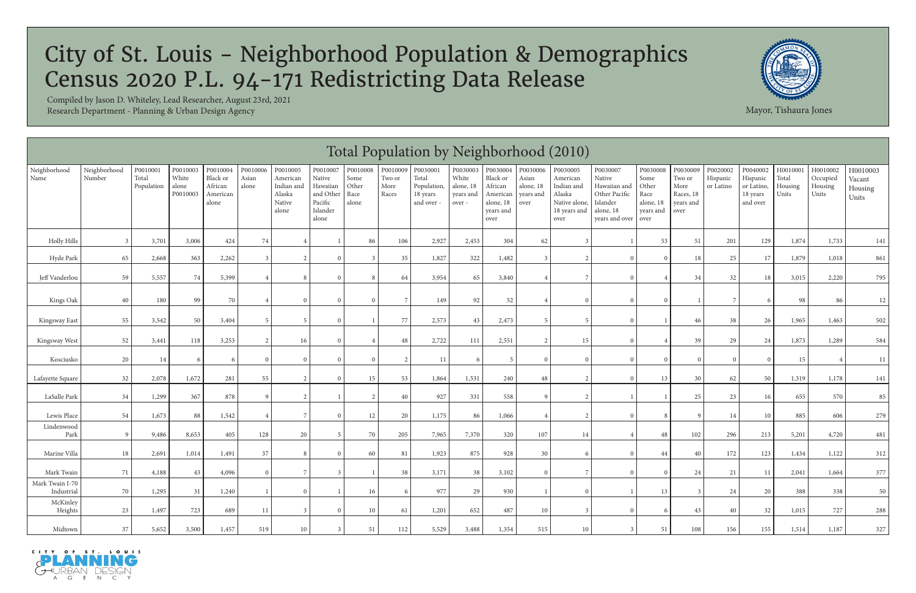# City of St. Louis - Neighborhood Population & Demographics
# Census 2020 P.L. 94-171 Redistricting Data Release

Compiled by Jason D. Whiteley, Lead Researcher, August 23rd, 2021
Research Department - Planning & Urban Design Agency

Mayor, Tishaura Jones

## Total Population by Neighborhood (2010)

| Neighborhood Name | Neighborhood Number | P0010001 Total Population | P0010003 White alone P0010003 | P0010004 Black or African American alone | P0010006 Asian alone | P0010005 American Indian and Alaska Native alone | P0010007 Native Hawaiian and Other Pacific Islander alone | P0010008 Some Other Race alone | P0010009 Two or More Races | P0030001 Total Population, 18 years and over - | P0030003 White alone, 18 years and over - | P0030004 Black or African American alone, 18 years and over | P0030006 Asian alone, 18 years and over | P0030005 American Indian and Alaska Native alone, 18 years and over | P0030007 Native Hawaiian and Other Pacific Islander alone, 18 years and over | P0030008 Some Other Race alone, 18 years and over | P0030009 Two or More Races, 18 years and over | P0020002 Hispanic or Latino | P0040002 Hispanic or Latino, 18 years and over | H0010001 Total Housing Units | H0010002 Occupied Housing Units | H0010003 Vacant Housing Units |
|---|---|---|---|---|---|---|---|---|---|---|---|---|---|---|---|---|---|---|---|---|---|---|
| Holly Hills | 3 | 3,701 | 3,006 | 424 | 74 | 4 | 1 | 86 | 106 | 2,927 | 2,453 | 304 | 62 | 3 | 1 | 53 | 51 | 201 | 129 | 1,874 | 1,733 | 141 |
| Hyde Park | 65 | 2,668 | 363 | 2,262 | 3 | 2 | 0 | 3 | 35 | 1,827 | 322 | 1,482 | 3 | 2 | 0 | 0 | 18 | 25 | 17 | 1,879 | 1,018 | 861 |
| Jeff Vanderlou | 59 | 5,557 | 74 | 5,399 | 4 | 8 | 0 | 8 | 64 | 3,954 | 65 | 3,840 | 4 | 7 | 0 | 4 | 34 | 32 | 18 | 3,015 | 2,220 | 795 |
| Kings Oak | 40 | 180 | 99 | 70 | 4 | 0 | 0 | 0 | 7 | 149 | 92 | 52 | 4 | 0 | 0 | 0 | 1 | 7 | 6 | 98 | 86 | 12 |
| Kingsway East | 55 | 3,542 | 50 | 3,404 | 5 | 5 | 0 | 1 | 77 | 2,573 | 43 | 2,473 | 5 | 5 | 0 | 1 | 46 | 38 | 26 | 1,965 | 1,463 | 502 |
| Kingsway West | 52 | 3,441 | 118 | 3,253 | 2 | 16 | 0 | 4 | 48 | 2,722 | 111 | 2,551 | 2 | 15 | 0 | 4 | 39 | 29 | 24 | 1,873 | 1,289 | 584 |
| Kosciusko | 20 | 14 | 6 | 6 | 0 | 0 | 0 | 0 | 2 | 11 | 6 | 5 | 0 | 0 | 0 | 0 | 0 | 0 | 0 | 15 | 4 | 11 |
| Lafayette Square | 32 | 2,078 | 1,672 | 281 | 55 | 2 | 0 | 15 | 53 | 1,864 | 1,531 | 240 | 48 | 2 | 0 | 13 | 30 | 62 | 50 | 1,319 | 1,178 | 141 |
| LaSalle Park | 34 | 1,299 | 367 | 878 | 9 | 2 | 1 | 2 | 40 | 927 | 331 | 558 | 9 | 2 | 1 | 1 | 25 | 23 | 16 | 655 | 570 | 85 |
| Lewis Place | 54 | 1,673 | 88 | 1,542 | 4 | 7 | 0 | 12 | 20 | 1,175 | 86 | 1,066 | 4 | 2 | 0 | 8 | 9 | 14 | 10 | 885 | 606 | 279 |
| Lindenwood Park | 9 | 9,486 | 8,653 | 405 | 128 | 20 | 5 | 70 | 205 | 7,965 | 7,370 | 320 | 107 | 14 | 4 | 48 | 102 | 296 | 213 | 5,201 | 4,720 | 481 |
| Marine Villa | 18 | 2,691 | 1,014 | 1,491 | 37 | 8 | 0 | 60 | 81 | 1,923 | 875 | 928 | 30 | 6 | 0 | 44 | 40 | 172 | 123 | 1,434 | 1,122 | 312 |
| Mark Twain | 71 | 4,188 | 43 | 4,096 | 0 | 7 | 3 | 1 | 38 | 3,171 | 38 | 3,102 | 0 | 7 | 0 | 0 | 24 | 21 | 11 | 2,041 | 1,664 | 377 |
| Mark Twain I-70 Industrial | 70 | 1,295 | 31 | 1,240 | 1 | 0 | 1 | 16 | 6 | 977 | 29 | 930 | 1 | 0 | 1 | 13 | 3 | 24 | 20 | 388 | 338 | 50 |
| McKinley Heights | 23 | 1,497 | 723 | 689 | 11 | 3 | 0 | 10 | 61 | 1,201 | 652 | 487 | 10 | 3 | 0 | 6 | 43 | 40 | 32 | 1,015 | 727 | 288 |
| Midtown | 37 | 5,652 | 3,500 | 1,457 | 519 | 10 | 3 | 51 | 112 | 5,529 | 3,488 | 1,354 | 515 | 10 | 3 | 51 | 108 | 156 | 155 | 1,514 | 1,187 | 327 |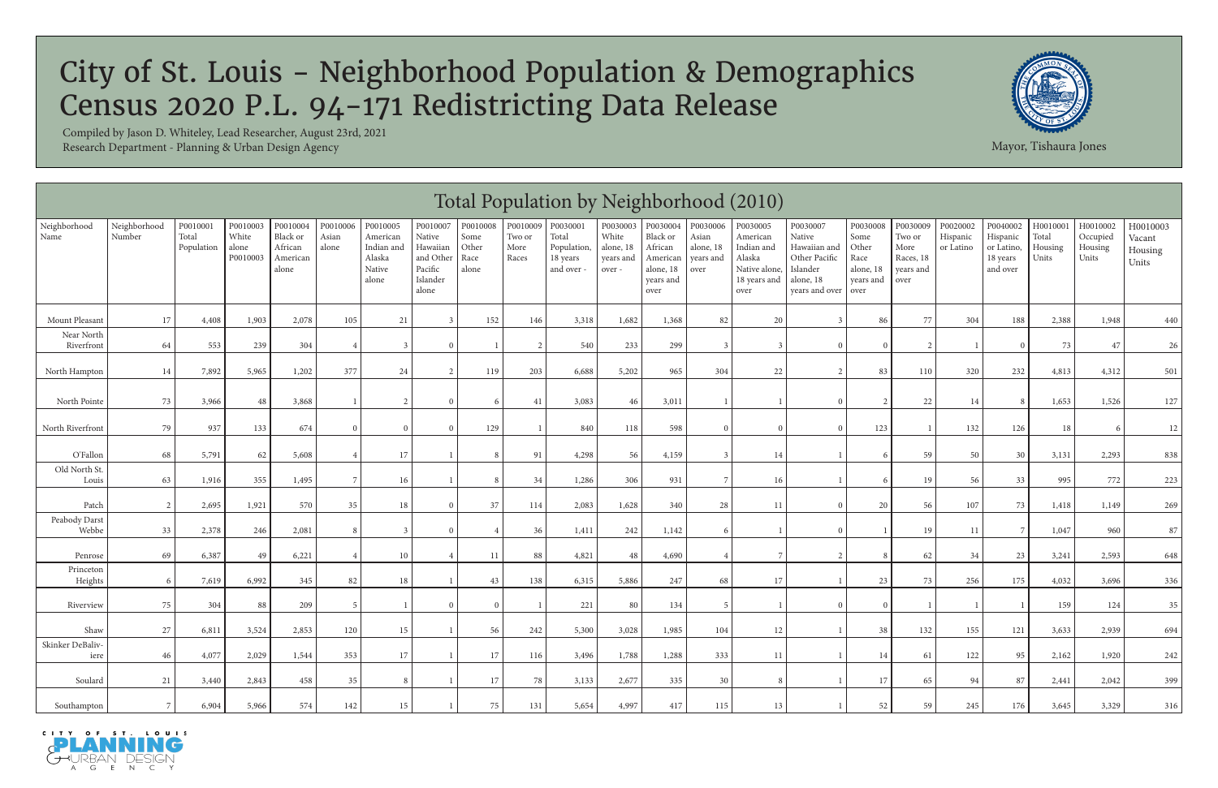# City of St. Louis - Neighborhood Population & Demographics Census 2020 P.L. 94-171 Redistricting Data Release

Compiled by Jason D. Whiteley, Lead Researcher, August 23rd, 2021
Research Department - Planning & Urban Design Agency

Mayor, Tishaura Jones

## Total Population by Neighborhood (2010)

| Neighborhood Name | Neighborhood Number | P0010001 Total Population | P0010003 White alone P0010003 | P0010004 Black or African American alone | P0010006 Asian alone | P0010005 American Indian and Alaska Native alone | P0010007 Native Hawaiian and Other Pacific Islander alone | P0010008 Some Other Race alone | P0010009 Two or More Races | P0030001 Total Population, 18 years and over - | P0030003 White alone, 18 years and over - | P0030004 Black or African American alone, 18 years and over | P0030006 Asian alone, 18 years and over | P0030005 American Indian and Alaska Native alone, 18 years and over | P0030007 Native Hawaiian and Other Pacific Islander alone, 18 years and over | P0030008 Some Other Race alone, 18 years and over | P0030009 Two or More Races, 18 years and over | P0020002 Hispanic or Latino | P0040002 Hispanic or Latino, 18 years and over | H0010001 Total Housing Units | H0010002 Occupied Housing Units | H0010003 Vacant Housing Units |
|---|---|---|---|---|---|---|---|---|---|---|---|---|---|---|---|---|---|---|---|---|---|---|
| Mount Pleasant | 17 | 4,408 | 1,903 | 2,078 | 105 | 21 | 3 | 152 | 146 | 3,318 | 1,682 | 1,368 | 82 | 20 | 3 | 86 | 77 | 304 | 188 | 2,388 | 1,948 | 440 |
| Near North Riverfront | 64 | 553 | 239 | 304 | 4 | 3 | 0 | 1 | 2 | 540 | 233 | 299 | 3 | 3 | 0 | 0 | 2 | 1 | 0 | 73 | 47 | 26 |
| North Hampton | 14 | 7,892 | 5,965 | 1,202 | 377 | 24 | 2 | 119 | 203 | 6,688 | 5,202 | 965 | 304 | 22 | 2 | 83 | 110 | 320 | 232 | 4,813 | 4,312 | 501 |
| North Pointe | 73 | 3,966 | 48 | 3,868 | 1 | 2 | 0 | 6 | 41 | 3,083 | 46 | 3,011 | 1 | 1 | 0 | 2 | 22 | 14 | 8 | 1,653 | 1,526 | 127 |
| North Riverfront | 79 | 937 | 133 | 674 | 0 | 0 | 0 | 129 | 1 | 840 | 118 | 598 | 0 | 0 | 0 | 123 | 1 | 132 | 126 | 18 | 6 | 12 |
| O'Fallon | 68 | 5,791 | 62 | 5,608 | 4 | 17 | 1 | 8 | 91 | 4,298 | 56 | 4,159 | 3 | 14 | 1 | 6 | 59 | 50 | 30 | 3,131 | 2,293 | 838 |
| Old North St. Louis | 63 | 1,916 | 355 | 1,495 | 7 | 16 | 1 | 8 | 34 | 1,286 | 306 | 931 | 7 | 16 | 1 | 6 | 19 | 56 | 33 | 995 | 772 | 223 |
| Patch | 2 | 2,695 | 1,921 | 570 | 35 | 18 | 0 | 37 | 114 | 2,083 | 1,628 | 340 | 28 | 11 | 0 | 20 | 56 | 107 | 73 | 1,418 | 1,149 | 269 |
| Peabody Darst Webbe | 33 | 2,378 | 246 | 2,081 | 8 | 3 | 0 | 4 | 36 | 1,411 | 242 | 1,142 | 6 | 1 | 0 | 1 | 19 | 11 | 7 | 1,047 | 960 | 87 |
| Penrose | 69 | 6,387 | 49 | 6,221 | 4 | 10 | 4 | 11 | 88 | 4,821 | 48 | 4,690 | 4 | 7 | 2 | 8 | 62 | 34 | 23 | 3,241 | 2,593 | 648 |
| Princeton Heights | 6 | 7,619 | 6,992 | 345 | 82 | 18 | 1 | 43 | 138 | 6,315 | 5,886 | 247 | 68 | 17 | 1 | 23 | 73 | 256 | 175 | 4,032 | 3,696 | 336 |
| Riverview | 75 | 304 | 88 | 209 | 5 | 1 | 0 | 0 | 1 | 221 | 80 | 134 | 5 | 1 | 0 | 0 | 1 | 1 | 1 | 159 | 124 | 35 |
| Shaw | 27 | 6,811 | 3,524 | 2,853 | 120 | 15 | 1 | 56 | 242 | 5,300 | 3,028 | 1,985 | 104 | 12 | 1 | 38 | 132 | 155 | 121 | 3,633 | 2,939 | 694 |
| Skinker DeBaliviere | 46 | 4,077 | 2,029 | 1,544 | 353 | 17 | 1 | 17 | 116 | 3,496 | 1,788 | 1,288 | 333 | 11 | 1 | 14 | 61 | 122 | 95 | 2,162 | 1,920 | 242 |
| Soulard | 21 | 3,440 | 2,843 | 458 | 35 | 8 | 1 | 17 | 78 | 3,133 | 2,677 | 335 | 30 | 8 | 1 | 17 | 65 | 94 | 87 | 2,441 | 2,042 | 399 |
| Southampton | 7 | 6,904 | 5,966 | 574 | 142 | 15 | 1 | 75 | 131 | 5,654 | 4,997 | 417 | 115 | 13 | 1 | 52 | 59 | 245 | 176 | 3,645 | 3,329 | 316 |

CITY OF ST. LOUIS PLANNING & URBAN DESIGN AGENCY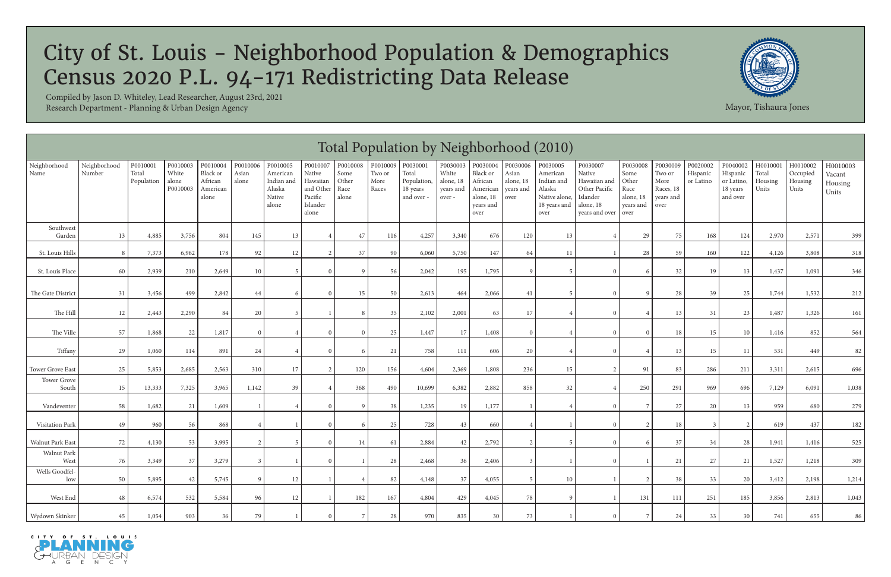# City of St. Louis - Neighborhood Population & Demographics
# Census 2020 P.L. 94-171 Redistricting Data Release

Compiled by Jason D. Whiteley, Lead Researcher, August 23rd, 2021
Research Department - Planning & Urban Design Agency

Mayor, Tishaura Jones

## Total Population by Neighborhood (2010)

| Neighborhood Name | Neighborhood Number | P0010001 Total Population | P0010003 White alone P0010003 | P0010004 Black or African American alone | P0010006 Asian alone | P0010005 American Indian and Alaska Native alone | P0010007 Native Hawaiian and Other Pacific Islander alone | P0010008 Some Other Race alone | P0010009 Two or More Races | P0030001 Total Population, 18 years and over - | P0030003 White alone, 18 years and over - | P0030004 Black or African American alone, 18 years and over | P0030006 Asian alone, 18 years and over | P0030005 American Indian and Alaska Native alone, 18 years and over | P0030007 Native Hawaiian and Other Pacific Islander alone, 18 years and over | P0030008 Some Other Race alone, 18 years and over | P0030009 Two or More Races, 18 years and over | P0020002 Hispanic or Latino | P0040002 Hispanic or Latino, 18 years and over | H0010001 Total Housing Units | H0010002 Occupied Housing Units | H0010003 Vacant Housing Units |
|---|---|---|---|---|---|---|---|---|---|---|---|---|---|---|---|---|---|---|---|---|---|---|
| Southwest Garden | 13 | 4,885 | 3,756 | 804 | 145 | 13 | 4 | 47 | 116 | 4,257 | 3,340 | 676 | 120 | 13 | 4 | 29 | 75 | 168 | 124 | 2,970 | 2,571 | 399 |
| St. Louis Hills | 8 | 7,373 | 6,962 | 178 | 92 | 12 | 2 | 37 | 90 | 6,060 | 5,750 | 147 | 64 | 11 | 1 | 28 | 59 | 160 | 122 | 4,126 | 3,808 | 318 |
| St. Louis Place | 60 | 2,939 | 210 | 2,649 | 10 | 5 | 0 | 9 | 56 | 2,042 | 195 | 1,795 | 9 | 5 | 0 | 6 | 32 | 19 | 13 | 1,437 | 1,091 | 346 |
| The Gate District | 31 | 3,456 | 499 | 2,842 | 44 | 6 | 0 | 15 | 50 | 2,613 | 464 | 2,066 | 41 | 5 | 0 | 9 | 28 | 39 | 25 | 1,744 | 1,532 | 212 |
| The Hill | 12 | 2,443 | 2,290 | 84 | 20 | 5 | 1 | 8 | 35 | 2,102 | 2,001 | 63 | 17 | 4 | 0 | 4 | 13 | 31 | 23 | 1,487 | 1,326 | 161 |
| The Ville | 57 | 1,868 | 22 | 1,817 | 0 | 4 | 0 | 0 | 25 | 1,447 | 17 | 1,408 | 0 | 4 | 0 | 0 | 18 | 15 | 10 | 1,416 | 852 | 564 |
| Tiffany | 29 | 1,060 | 114 | 891 | 24 | 4 | 0 | 6 | 21 | 758 | 111 | 606 | 20 | 4 | 0 | 4 | 13 | 15 | 11 | 531 | 449 | 82 |
| Tower Grove East | 25 | 5,853 | 2,685 | 2,563 | 310 | 17 | 2 | 120 | 156 | 4,604 | 2,369 | 1,808 | 236 | 15 | 2 | 91 | 83 | 286 | 211 | 3,311 | 2,615 | 696 |
| Tower Grove South | 15 | 13,333 | 7,325 | 3,965 | 1,142 | 39 | 4 | 368 | 490 | 10,699 | 6,382 | 2,882 | 858 | 32 | 4 | 250 | 291 | 969 | 696 | 7,129 | 6,091 | 1,038 |
| Vandeventer | 58 | 1,682 | 21 | 1,609 | 1 | 4 | 0 | 9 | 38 | 1,235 | 19 | 1,177 | 1 | 4 | 0 | 7 | 27 | 20 | 13 | 959 | 680 | 279 |
| Visitation Park | 49 | 960 | 56 | 868 | 4 | 1 | 0 | 6 | 25 | 728 | 43 | 660 | 4 | 1 | 0 | 2 | 18 | 3 | 2 | 619 | 437 | 182 |
| Walnut Park East | 72 | 4,130 | 53 | 3,995 | 2 | 5 | 0 | 14 | 61 | 2,884 | 42 | 2,792 | 2 | 5 | 0 | 6 | 37 | 34 | 28 | 1,941 | 1,416 | 525 |
| Walnut Park West | 76 | 3,349 | 37 | 3,279 | 3 | 1 | 0 | 1 | 28 | 2,468 | 36 | 2,406 | 3 | 1 | 0 | 1 | 21 | 27 | 21 | 1,527 | 1,218 | 309 |
| Wells Goodfellow | 50 | 5,895 | 42 | 5,745 | 9 | 12 | 1 | 4 | 82 | 4,148 | 37 | 4,055 | 5 | 10 | 1 | 2 | 38 | 33 | 20 | 3,412 | 2,198 | 1,214 |
| West End | 48 | 6,574 | 532 | 5,584 | 96 | 12 | 1 | 182 | 167 | 4,804 | 429 | 4,045 | 78 | 9 | 1 | 131 | 111 | 251 | 185 | 3,856 | 2,813 | 1,043 |
| Wydown Skinker | 45 | 1,054 | 903 | 36 | 79 | 1 | 0 | 7 | 28 | 970 | 835 | 30 | 73 | 1 | 0 | 7 | 24 | 33 | 30 | 741 | 655 | 86 |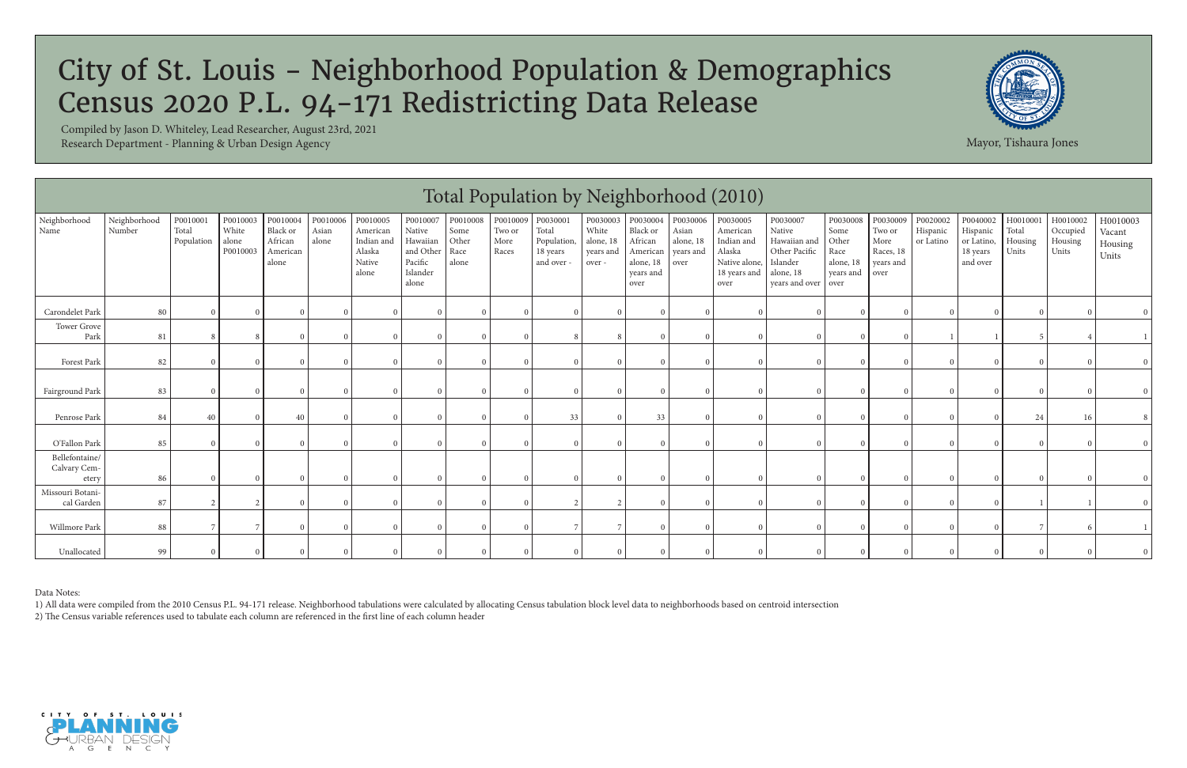# City of St. Louis - Neighborhood Population & Demographics Census 2020 P.L. 94-171 Redistricting Data Release

Compiled by Jason D. Whiteley, Lead Researcher, August 23rd, 2021
Research Department - Planning & Urban Design Agency

Mayor, Tishaura Jones

## Total Population by Neighborhood (2010)

| Neighborhood Name | Neighborhood Number | P0010001 Total Population | P0010003 White alone P0010003 | P0010004 Black or African American alone | P0010006 Asian alone | P0010005 American Indian and Alaska Native alone | P0010007 Native Hawaiian and Other Pacific Islander alone | P0010008 Some Other Race alone | P0010009 Two or More Races | P0030001 Total Population, 18 years and over - | P0030003 White alone, 18 years and over - | P0030004 Black or African American alone, 18 years and over | P0030006 Asian alone, 18 years and over | P0030005 American Indian and Alaska Native alone, 18 years and over | P0030007 Native Hawaiian and Other Pacific Islander alone, 18 years and over | P0030008 Some Other Race alone, 18 years and over | P0030009 Two or More Races, 18 years and over | P0020002 Hispanic or Latino | P0040002 Hispanic or Latino, 18 years and over | H0010001 Total Housing Units | H0010002 Occupied Housing Units | H0010003 Vacant Housing Units |
|---|---|---|---|---|---|---|---|---|---|---|---|---|---|---|---|---|---|---|---|---|---|---|
| Carondelet Park | 80 | 0 | 0 | 0 | 0 | 0 | 0 | 0 | 0 | 0 | 0 | 0 | 0 | 0 | 0 | 0 | 0 | 0 | 0 | 0 | 0 | 0 |
| Tower Grove Park | 81 | 8 | 8 | 0 | 0 | 0 | 0 | 0 | 0 | 8 | 8 | 0 | 0 | 0 | 0 | 0 | 0 | 1 | 1 | 5 | 4 | 1 |
| Forest Park | 82 | 0 | 0 | 0 | 0 | 0 | 0 | 0 | 0 | 0 | 0 | 0 | 0 | 0 | 0 | 0 | 0 | 0 | 0 | 0 | 0 | 0 |
| Fairground Park | 83 | 0 | 0 | 0 | 0 | 0 | 0 | 0 | 0 | 0 | 0 | 0 | 0 | 0 | 0 | 0 | 0 | 0 | 0 | 0 | 0 | 0 |
| Penrose Park | 84 | 40 | 0 | 40 | 0 | 0 | 0 | 0 | 0 | 33 | 0 | 33 | 0 | 0 | 0 | 0 | 0 | 0 | 0 | 24 | 16 | 8 |
| O'Fallon Park | 85 | 0 | 0 | 0 | 0 | 0 | 0 | 0 | 0 | 0 | 0 | 0 | 0 | 0 | 0 | 0 | 0 | 0 | 0 | 0 | 0 | 0 |
| Bellefontaine/ Calvary Cemetery | 86 | 0 | 0 | 0 | 0 | 0 | 0 | 0 | 0 | 0 | 0 | 0 | 0 | 0 | 0 | 0 | 0 | 0 | 0 | 0 | 0 | 0 |
| Missouri Botanical Garden | 87 | 2 | 2 | 0 | 0 | 0 | 0 | 0 | 0 | 2 | 2 | 0 | 0 | 0 | 0 | 0 | 0 | 0 | 0 | 1 | 1 | 0 |
| Willmore Park | 88 | 7 | 7 | 0 | 0 | 0 | 0 | 0 | 0 | 7 | 7 | 0 | 0 | 0 | 0 | 0 | 0 | 0 | 0 | 7 | 6 | 1 |
| Unallocated | 99 | 0 | 0 | 0 | 0 | 0 | 0 | 0 | 0 | 0 | 0 | 0 | 0 | 0 | 0 | 0 | 0 | 0 | 0 | 0 | 0 | 0 |

Data Notes:

1) All data were compiled from the 2010 Census P.L. 94-171 release. Neighborhood tabulations were calculated by allocating Census tabulation block level data to neighborhoods based on centroid intersection

2) The Census variable references used to tabulate each column are referenced in the first line of each column header